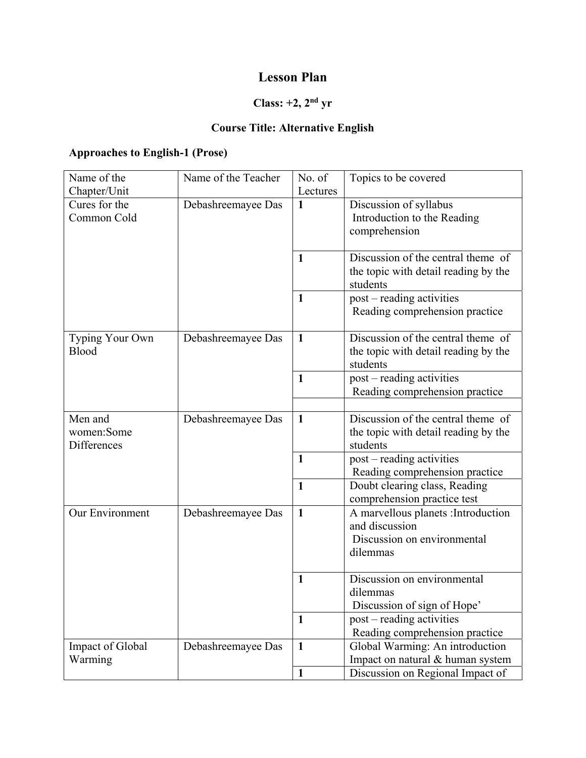# Lesson Plan

## Class: +2, 2nd yr

## Course Title: Alternative English

### Approaches to English-1 (Prose)

| Name of the Chapter/Unit | Name of the Teacher | No. of Lectures | Topics to be covered |
|---|---|---|---|
| Cures for the Common Cold | Debashreemayee Das | **1** | Discussion of syllabus<br>Introduction to the Reading comprehension |
| | | **1** | Discussion of the central theme of the topic with detail reading by the students |
| | | **1** | post – reading activities<br>Reading comprehension practice |
| Typing Your Own Blood | Debashreemayee Das | **1** | Discussion of the central theme of the topic with detail reading by the students |
| | | **1** | post – reading activities<br>Reading comprehension practice |
| | | | |
| Men and women:Some Differences | Debashreemayee Das | **1** | Discussion of the central theme of the topic with detail reading by the students |
| | | **1** | post – reading activities<br>Reading comprehension practice |
| | | **1** | Doubt clearing class, Reading comprehension practice test |
| Our Environment | Debashreemayee Das | **1** | A marvellous planets :Introduction and discussion<br>Discussion on environmental dilemmas |
| | | **1** | Discussion on environmental dilemmas<br>Discussion of sign of Hope' |
| | | **1** | post – reading activities<br>Reading comprehension practice |
| Impact of Global Warming | Debashreemayee Das | **1** | Global Warming: An introduction<br>Impact on natural & human system |
| | | **1** | Discussion on Regional Impact of |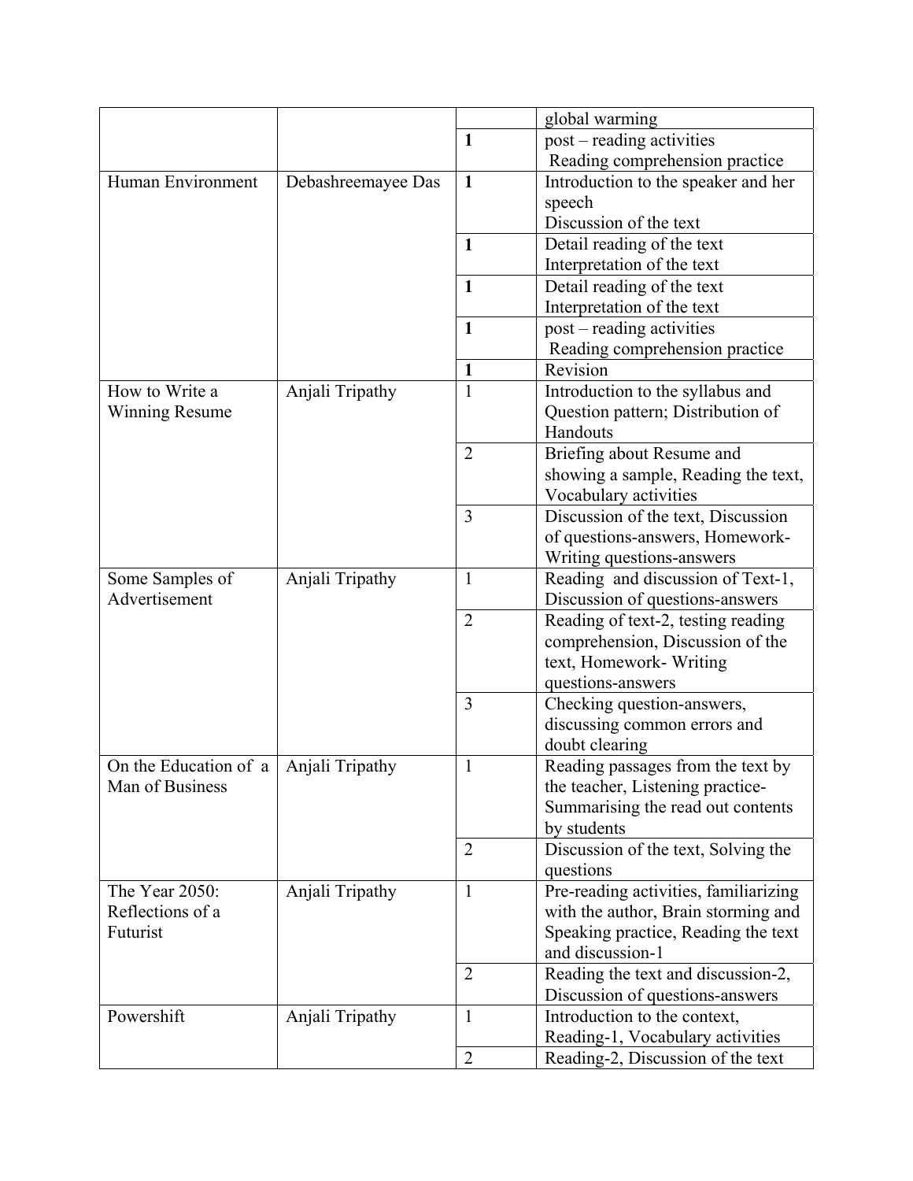| | | | global warming |
|---|---|---|---|
| | | **1** | post – reading activities<br>Reading comprehension practice |
| Human Environment | Debashreemayee Das | **1** | Introduction to the speaker and her speech<br>Discussion of the text |
| | | **1** | Detail reading of the text<br>Interpretation of the text |
| | | **1** | Detail reading of the text<br>Interpretation of the text |
| | | **1** | post – reading activities<br>Reading comprehension practice |
| | | **1** | Revision |
| How to Write a Winning Resume | Anjali Tripathy | 1 | Introduction to the syllabus and Question pattern; Distribution of Handouts |
| | | 2 | Briefing about Resume and showing a sample, Reading the text, Vocabulary activities |
| | | 3 | Discussion of the text, Discussion of questions-answers, Homework-Writing questions-answers |
| Some Samples of Advertisement | Anjali Tripathy | 1 | Reading and discussion of Text-1, Discussion of questions-answers |
| | | 2 | Reading of text-2, testing reading comprehension, Discussion of the text, Homework- Writing questions-answers |
| | | 3 | Checking question-answers, discussing common errors and doubt clearing |
| On the Education of a Man of Business | Anjali Tripathy | 1 | Reading passages from the text by the teacher, Listening practice-Summarising the read out contents by students |
| | | 2 | Discussion of the text, Solving the questions |
| The Year 2050: Reflections of a Futurist | Anjali Tripathy | 1 | Pre-reading activities, familiarizing with the author, Brain storming and Speaking practice, Reading the text and discussion-1 |
| | | 2 | Reading the text and discussion-2, Discussion of questions-answers |
| Powershift | Anjali Tripathy | 1 | Introduction to the context, Reading-1, Vocabulary activities |
| | | 2 | Reading-2, Discussion of the text |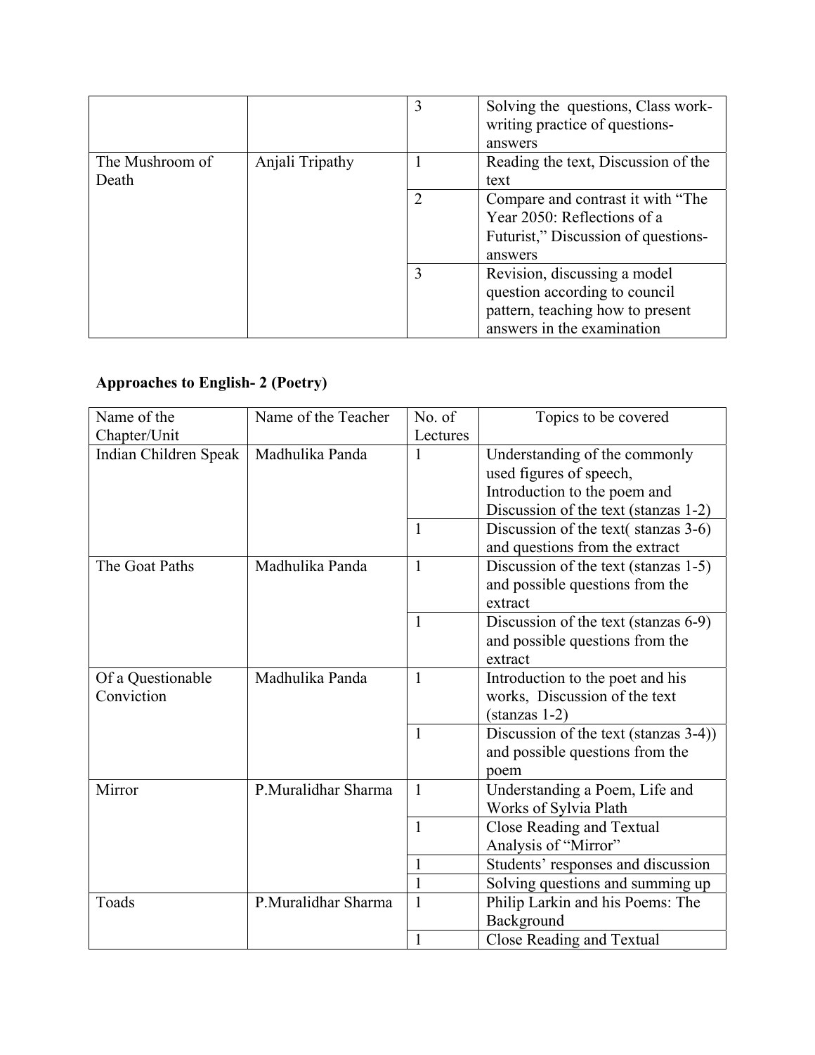|  |  | 3 | Solving the  questions, Class work-writing practice of questions-answers |
|---|---|---|---|
| The Mushroom of Death | Anjali Tripathy | 1 | Reading the text, Discussion of the text |
|  |  | 2 | Compare and contrast it with “The Year 2050: Reflections of a Futurist,” Discussion of questions-answers |
|  |  | 3 | Revision, discussing a model question according to council pattern, teaching how to present answers in the examination |

### Approaches to English- 2 (Poetry)

| Name of the Chapter/Unit | Name of the Teacher | No. of Lectures | Topics to be covered |
|---|---|---|---|
| Indian Children Speak | Madhulika Panda | 1 | Understanding of the commonly used figures of speech, Introduction to the poem and Discussion of the text (stanzas 1-2) |
|  |  | 1 | Discussion of the text( stanzas 3-6) and questions from the extract |
| The Goat Paths | Madhulika Panda | 1 | Discussion of the text (stanzas 1-5) and possible questions from the extract |
|  |  | 1 | Discussion of the text (stanzas 6-9) and possible questions from the extract |
| Of a Questionable Conviction | Madhulika Panda | 1 | Introduction to the poet and his works,  Discussion of the text (stanzas 1-2) |
|  |  | 1 | Discussion of the text (stanzas 3-4)) and possible questions from the poem |
| Mirror | P.Muralidhar Sharma | 1 | Understanding a Poem, Life and Works of Sylvia Plath |
|  |  | 1 | Close Reading and Textual Analysis of “Mirror” |
|  |  | 1 | Students’ responses and discussion |
|  |  | 1 | Solving questions and summing up |
| Toads | P.Muralidhar Sharma | 1 | Philip Larkin and his Poems: The Background |
|  |  | 1 | Close Reading and Textual |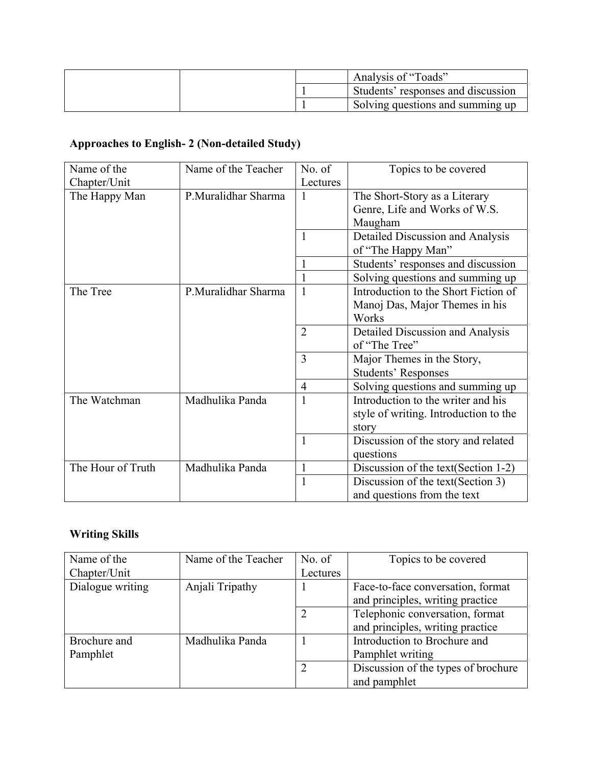| | | | Analysis of "Toads" |
| --- | --- | --- | --- |
| | | 1 | Students' responses and discussion |
| | | 1 | Solving questions and summing up |

**Approaches to English- 2 (Non-detailed Study)**

| Name of the Chapter/Unit | Name of the Teacher | No. of Lectures | Topics to be covered |
| --- | --- | --- | --- |
| The Happy Man | P.Muralidhar Sharma | 1 | The Short-Story as a Literary Genre, Life and Works of W.S. Maugham |
| | | 1 | Detailed Discussion and Analysis of "The Happy Man" |
| | | 1 | Students' responses and discussion |
| | | 1 | Solving questions and summing up |
| The Tree | P.Muralidhar Sharma | 1 | Introduction to the Short Fiction of Manoj Das, Major Themes in his Works |
| | | 2 | Detailed Discussion and Analysis of "The Tree" |
| | | 3 | Major Themes in the Story, Students' Responses |
| | | 4 | Solving questions and summing up |
| The Watchman | Madhulika Panda | 1 | Introduction to the writer and his style of writing. Introduction to the story |
| | | 1 | Discussion of the story and related questions |
| The Hour of Truth | Madhulika Panda | 1 | Discussion of the text(Section 1-2) |
| | | 1 | Discussion of the text(Section 3) and questions from the text |

**Writing Skills**

| Name of the Chapter/Unit | Name of the Teacher | No. of Lectures | Topics to be covered |
| --- | --- | --- | --- |
| Dialogue writing | Anjali Tripathy | 1 | Face-to-face conversation, format and principles, writing practice |
| | | 2 | Telephonic conversation, format and principles, writing practice |
| Brochure and Pamphlet | Madhulika Panda | 1 | Introduction to Brochure and Pamphlet writing |
| | | 2 | Discussion of the types of brochure and pamphlet |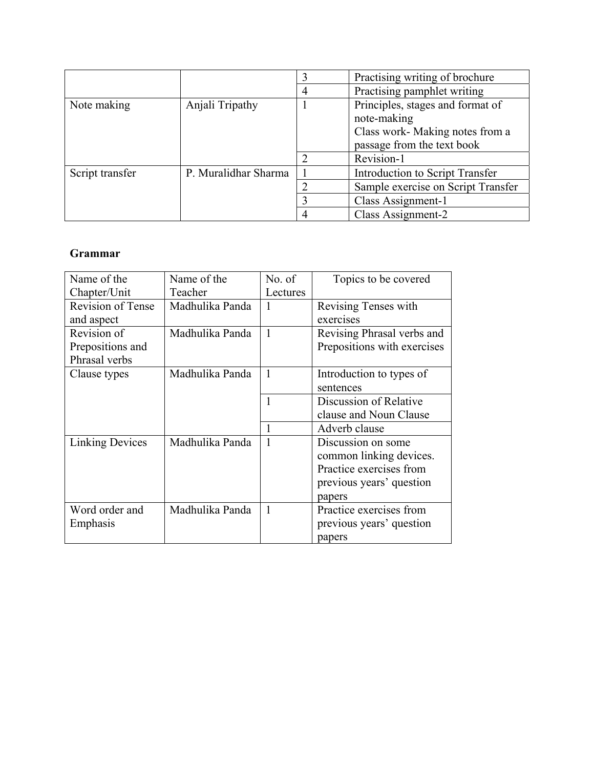| | | | |
|---|---|---|---|
| | | 3 | Practising writing of brochure |
| | | 4 | Practising pamphlet writing |
| Note making | Anjali Tripathy | 1 | Principles, stages and format of note-making Class work- Making notes from a passage from the text book |
| | | 2 | Revision-1 |
| Script transfer | P. Muralidhar Sharma | 1 | Introduction to Script Transfer |
| | | 2 | Sample exercise on Script Transfer |
| | | 3 | Class Assignment-1 |
| | | 4 | Class Assignment-2 |

**Grammar**

| Name of the Chapter/Unit | Name of the Teacher | No. of Lectures | Topics to be covered |
|---|---|---|---|
| Revision of Tense and aspect | Madhulika Panda | 1 | Revising Tenses with exercises |
| Revision of Prepositions and Phrasal verbs | Madhulika Panda | 1 | Revising Phrasal verbs and Prepositions with exercises |
| Clause types | Madhulika Panda | 1 | Introduction to types of sentences |
| | | 1 | Discussion of Relative clause and Noun Clause |
| | | 1 | Adverb clause |
| Linking Devices | Madhulika Panda | 1 | Discussion on some common linking devices. Practice exercises from previous years' question papers |
| Word order and Emphasis | Madhulika Panda | 1 | Practice exercises from previous years' question papers |